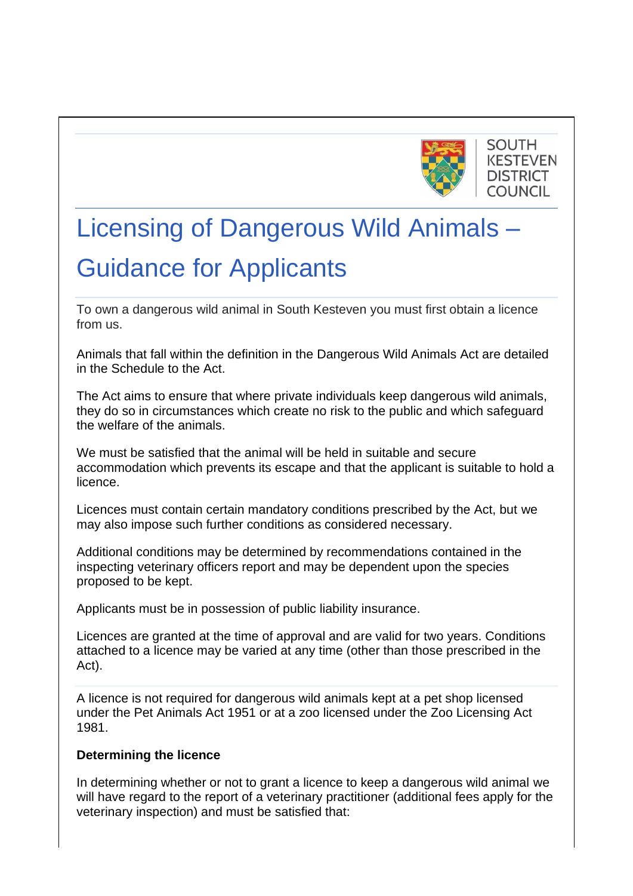SOUTH KESTEVEN DISTRICT COUNCIL

# Licensing of Dangerous Wild Animals – Guidance for Applicants

To own a dangerous wild animal in South Kesteven you must first obtain a licence from us.

Animals that fall within the definition in the Dangerous Wild Animals Act are detailed in the Schedule to the Act.

The Act aims to ensure that where private individuals keep dangerous wild animals, they do so in circumstances which create no risk to the public and which safeguard the welfare of the animals.

We must be satisfied that the animal will be held in suitable and secure accommodation which prevents its escape and that the applicant is suitable to hold a licence.

Licences must contain certain mandatory conditions prescribed by the Act, but we may also impose such further conditions as considered necessary.

Additional conditions may be determined by recommendations contained in the inspecting veterinary officers report and may be dependent upon the species proposed to be kept.

Applicants must be in possession of public liability insurance.

Licences are granted at the time of approval and are valid for two years. Conditions attached to a licence may be varied at any time (other than those prescribed in the Act).

A licence is not required for dangerous wild animals kept at a pet shop licensed under the Pet Animals Act 1951 or at a zoo licensed under the Zoo Licensing Act 1981.

**Determining the licence**

In determining whether or not to grant a licence to keep a dangerous wild animal we will have regard to the report of a veterinary practitioner (additional fees apply for the veterinary inspection) and must be satisfied that: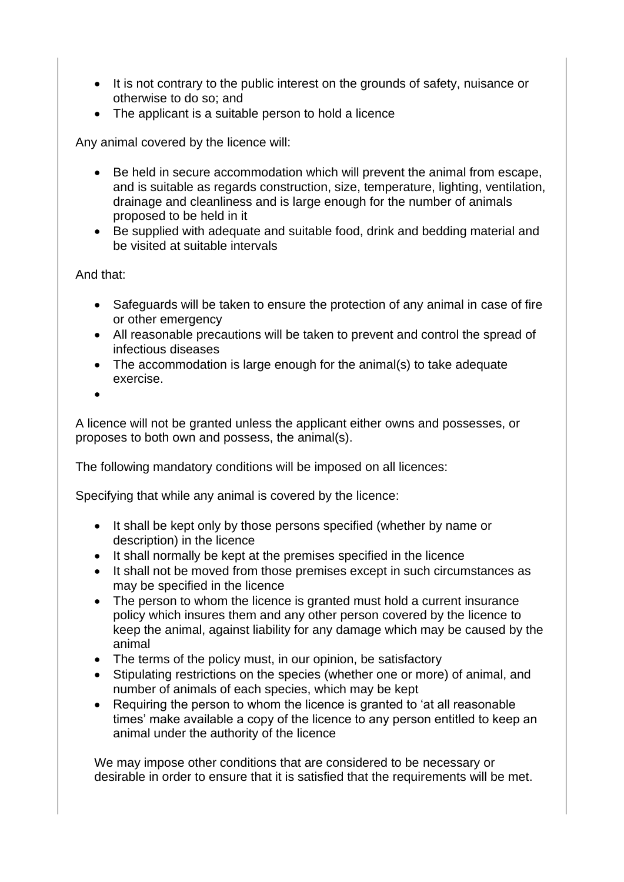- It is not contrary to the public interest on the grounds of safety, nuisance or otherwise to do so; and
- The applicant is a suitable person to hold a licence

Any animal covered by the licence will:

- Be held in secure accommodation which will prevent the animal from escape, and is suitable as regards construction, size, temperature, lighting, ventilation, drainage and cleanliness and is large enough for the number of animals proposed to be held in it
- Be supplied with adequate and suitable food, drink and bedding material and be visited at suitable intervals

And that:

- Safeguards will be taken to ensure the protection of any animal in case of fire or other emergency
- All reasonable precautions will be taken to prevent and control the spread of infectious diseases
- The accommodation is large enough for the animal(s) to take adequate exercise.

A licence will not be granted unless the applicant either owns and possesses, or proposes to both own and possess, the animal(s).

The following mandatory conditions will be imposed on all licences:

Specifying that while any animal is covered by the licence:

- It shall be kept only by those persons specified (whether by name or description) in the licence
- It shall normally be kept at the premises specified in the licence
- It shall not be moved from those premises except in such circumstances as may be specified in the licence
- The person to whom the licence is granted must hold a current insurance policy which insures them and any other person covered by the licence to keep the animal, against liability for any damage which may be caused by the animal
- The terms of the policy must, in our opinion, be satisfactory
- Stipulating restrictions on the species (whether one or more) of animal, and number of animals of each species, which may be kept
- Requiring the person to whom the licence is granted to 'at all reasonable times' make available a copy of the licence to any person entitled to keep an animal under the authority of the licence

We may impose other conditions that are considered to be necessary or desirable in order to ensure that it is satisfied that the requirements will be met.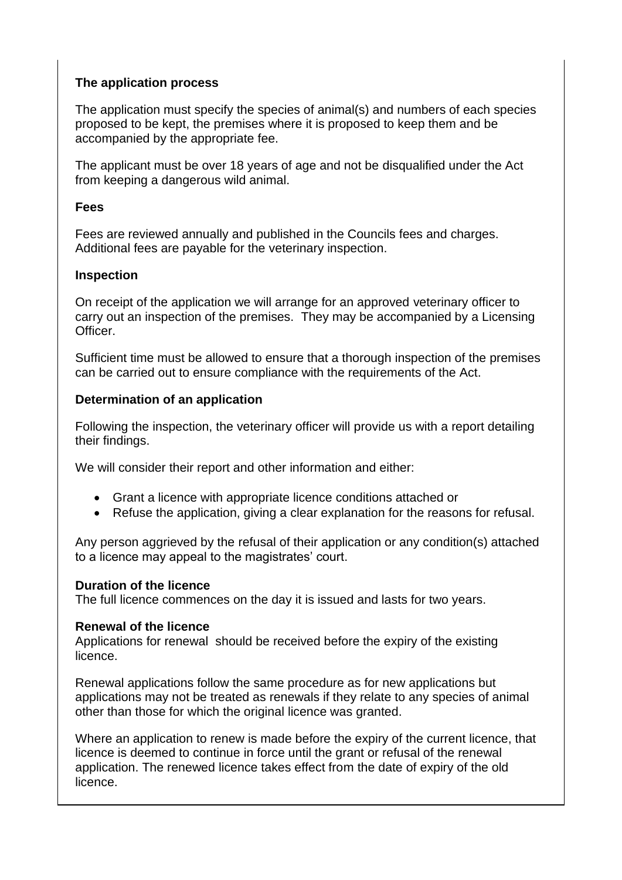**The application process**

The application must specify the species of animal(s) and numbers of each species proposed to be kept, the premises where it is proposed to keep them and be accompanied by the appropriate fee.

The applicant must be over 18 years of age and not be disqualified under the Act from keeping a dangerous wild animal.

**Fees**

Fees are reviewed annually and published in the Councils fees and charges. Additional fees are payable for the veterinary inspection.

**Inspection**

On receipt of the application we will arrange for an approved veterinary officer to carry out an inspection of the premises. They may be accompanied by a Licensing Officer.

Sufficient time must be allowed to ensure that a thorough inspection of the premises can be carried out to ensure compliance with the requirements of the Act.

**Determination of an application**

Following the inspection, the veterinary officer will provide us with a report detailing their findings.

We will consider their report and other information and either:

- Grant a licence with appropriate licence conditions attached or
- Refuse the application, giving a clear explanation for the reasons for refusal.

Any person aggrieved by the refusal of their application or any condition(s) attached to a licence may appeal to the magistrates' court.

**Duration of the licence**

The full licence commences on the day it is issued and lasts for two years.

**Renewal of the licence**

Applications for renewal should be received before the expiry of the existing licence.

Renewal applications follow the same procedure as for new applications but applications may not be treated as renewals if they relate to any species of animal other than those for which the original licence was granted.

Where an application to renew is made before the expiry of the current licence, that licence is deemed to continue in force until the grant or refusal of the renewal application. The renewed licence takes effect from the date of expiry of the old licence.